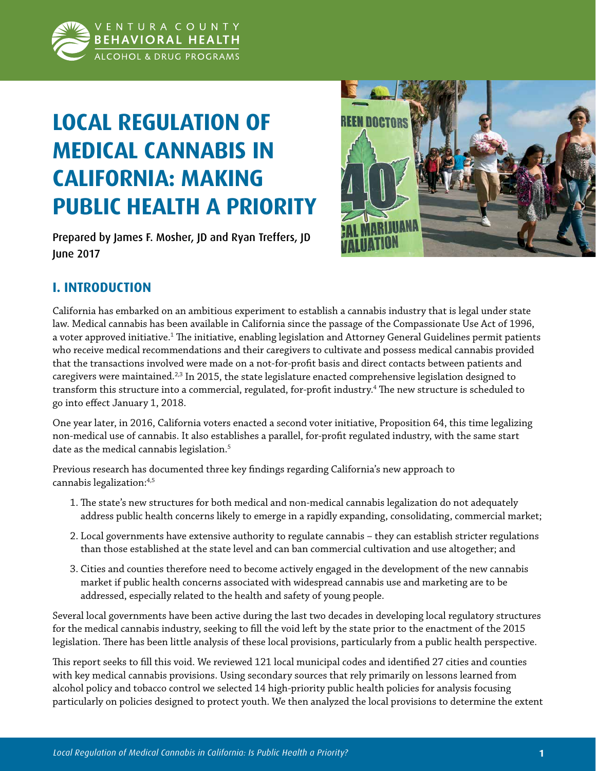VENTURA COUNTY
BEHAVIORAL HEALTH
ALCOHOL & DRUG PROGRAMS

# LOCAL REGULATION OF MEDICAL CANNABIS IN CALIFORNIA: MAKING PUBLIC HEALTH A PRIORITY

Prepared by James F. Mosher, JD and Ryan Treffers, JD
June 2017

## I. INTRODUCTION

California has embarked on an ambitious experiment to establish a cannabis industry that is legal under state law. Medical cannabis has been available in California since the passage of the Compassionate Use Act of 1996, a voter approved initiative.[1] The initiative, enabling legislation and Attorney General Guidelines permit patients who receive medical recommendations and their caregivers to cultivate and possess medical cannabis provided that the transactions involved were made on a not-for-profit basis and direct contacts between patients and caregivers were maintained.[2,3] In 2015, the state legislature enacted comprehensive legislation designed to transform this structure into a commercial, regulated, for-profit industry.[4] The new structure is scheduled to go into effect January 1, 2018.

One year later, in 2016, California voters enacted a second voter initiative, Proposition 64, this time legalizing non-medical use of cannabis. It also establishes a parallel, for-profit regulated industry, with the same start date as the medical cannabis legislation.[5]

Previous research has documented three key findings regarding California's new approach to cannabis legalization:[4,5]

1. The state's new structures for both medical and non-medical cannabis legalization do not adequately address public health concerns likely to emerge in a rapidly expanding, consolidating, commercial market;
2. Local governments have extensive authority to regulate cannabis – they can establish stricter regulations than those established at the state level and can ban commercial cultivation and use altogether; and
3. Cities and counties therefore need to become actively engaged in the development of the new cannabis market if public health concerns associated with widespread cannabis use and marketing are to be addressed, especially related to the health and safety of young people.

Several local governments have been active during the last two decades in developing local regulatory structures for the medical cannabis industry, seeking to fill the void left by the state prior to the enactment of the 2015 legislation. There has been little analysis of these local provisions, particularly from a public health perspective.

This report seeks to fill this void. We reviewed 121 local municipal codes and identified 27 cities and counties with key medical cannabis provisions. Using secondary sources that rely primarily on lessons learned from alcohol policy and tobacco control we selected 14 high-priority public health policies for analysis focusing particularly on policies designed to protect youth. We then analyzed the local provisions to determine the extent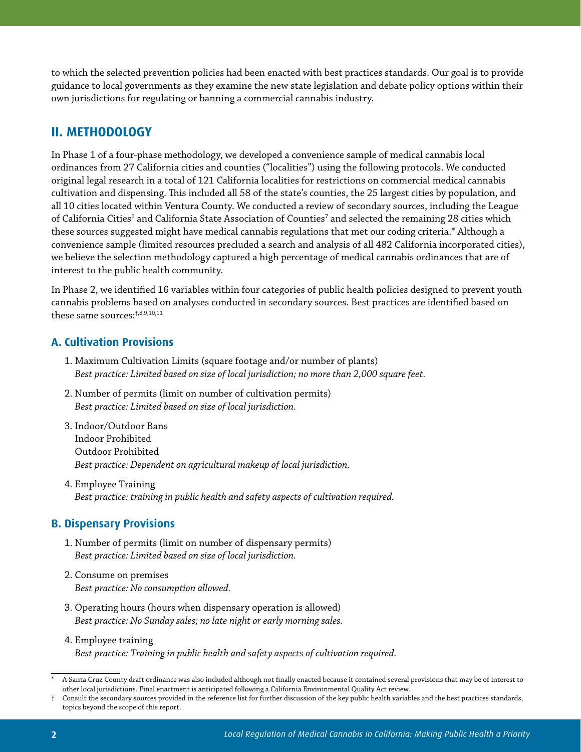to which the selected prevention policies had been enacted with best practices standards. Our goal is to provide guidance to local governments as they examine the new state legislation and debate policy options within their own jurisdictions for regulating or banning a commercial cannabis industry.

## II. METHODOLOGY

In Phase 1 of a four-phase methodology, we developed a convenience sample of medical cannabis local ordinances from 27 California cities and counties ("localities") using the following protocols. We conducted original legal research in a total of 121 California localities for restrictions on commercial medical cannabis cultivation and dispensing. This included all 58 of the state's counties, the 25 largest cities by population, and all 10 cities located within Ventura County. We conducted a review of secondary sources, including the League of California Cities[6] and California State Association of Counties[7] and selected the remaining 28 cities which these sources suggested might have medical cannabis regulations that met our coding criteria.* Although a convenience sample (limited resources precluded a search and analysis of all 482 California incorporated cities), we believe the selection methodology captured a high percentage of medical cannabis ordinances that are of interest to the public health community.

In Phase 2, we identified 16 variables within four categories of public health policies designed to prevent youth cannabis problems based on analyses conducted in secondary sources. Best practices are identified based on these same sources:[†,8,9,10,11]

### A. Cultivation Provisions

1. Maximum Cultivation Limits (square footage and/or number of plants)
   *Best practice: Limited based on size of local jurisdiction; no more than 2,000 square feet.*

2. Number of permits (limit on number of cultivation permits)
   *Best practice: Limited based on size of local jurisdiction.*

3. Indoor/Outdoor Bans
   Indoor Prohibited
   Outdoor Prohibited
   *Best practice: Dependent on agricultural makeup of local jurisdiction.*

4. Employee Training
   *Best practice: training in public health and safety aspects of cultivation required.*

### B. Dispensary Provisions

1. Number of permits (limit on number of dispensary permits)
   *Best practice: Limited based on size of local jurisdiction.*

2. Consume on premises
   *Best practice: No consumption allowed.*

3. Operating hours (hours when dispensary operation is allowed)
   *Best practice: No Sunday sales; no late night or early morning sales.*

4. Employee training
   *Best practice: Training in public health and safety aspects of cultivation required.*

---

\* A Santa Cruz County draft ordinance was also included although not finally enacted because it contained several provisions that may be of interest to other local jurisdictions. Final enactment is anticipated following a California Environmental Quality Act review.

† Consult the secondary sources provided in the reference list for further discussion of the key public health variables and the best practices standards, topics beyond the scope of this report.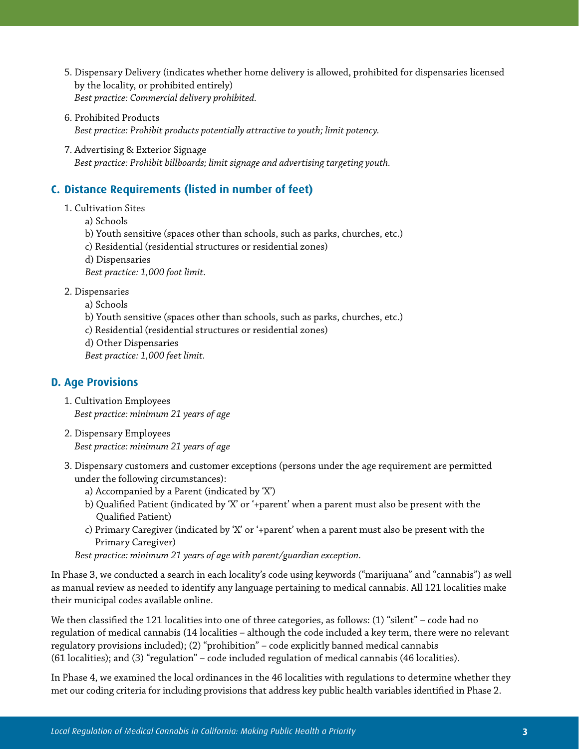5. Dispensary Delivery (indicates whether home delivery is allowed, prohibited for dispensaries licensed by the locality, or prohibited entirely)
   *Best practice: Commercial delivery prohibited.*

6. Prohibited Products
   *Best practice: Prohibit products potentially attractive to youth; limit potency.*

7. Advertising & Exterior Signage
   *Best practice: Prohibit billboards; limit signage and advertising targeting youth.*

## C. Distance Requirements (listed in number of feet)

1. Cultivation Sites
   - a) Schools
   - b) Youth sensitive (spaces other than schools, such as parks, churches, etc.)
   - c) Residential (residential structures or residential zones)
   - d) Dispensaries

   *Best practice: 1,000 foot limit.*

2. Dispensaries
   - a) Schools
   - b) Youth sensitive (spaces other than schools, such as parks, churches, etc.)
   - c) Residential (residential structures or residential zones)
   - d) Other Dispensaries

   *Best practice: 1,000 feet limit.*

## D. Age Provisions

1. Cultivation Employees
   *Best practice: minimum 21 years of age*

2. Dispensary Employees
   *Best practice: minimum 21 years of age*

3. Dispensary customers and customer exceptions (persons under the age requirement are permitted under the following circumstances):
   - a) Accompanied by a Parent (indicated by 'X')
   - b) Qualified Patient (indicated by 'X' or '+parent' when a parent must also be present with the Qualified Patient)
   - c) Primary Caregiver (indicated by 'X' or '+parent' when a parent must also be present with the Primary Caregiver)

   *Best practice: minimum 21 years of age with parent/guardian exception.*

In Phase 3, we conducted a search in each locality's code using keywords ("marijuana" and "cannabis") as well as manual review as needed to identify any language pertaining to medical cannabis. All 121 localities make their municipal codes available online.

We then classified the 121 localities into one of three categories, as follows: (1) "silent" – code had no regulation of medical cannabis (14 localities – although the code included a key term, there were no relevant regulatory provisions included); (2) "prohibition" – code explicitly banned medical cannabis (61 localities); and (3) "regulation" – code included regulation of medical cannabis (46 localities).

In Phase 4, we examined the local ordinances in the 46 localities with regulations to determine whether they met our coding criteria for including provisions that address key public health variables identified in Phase 2.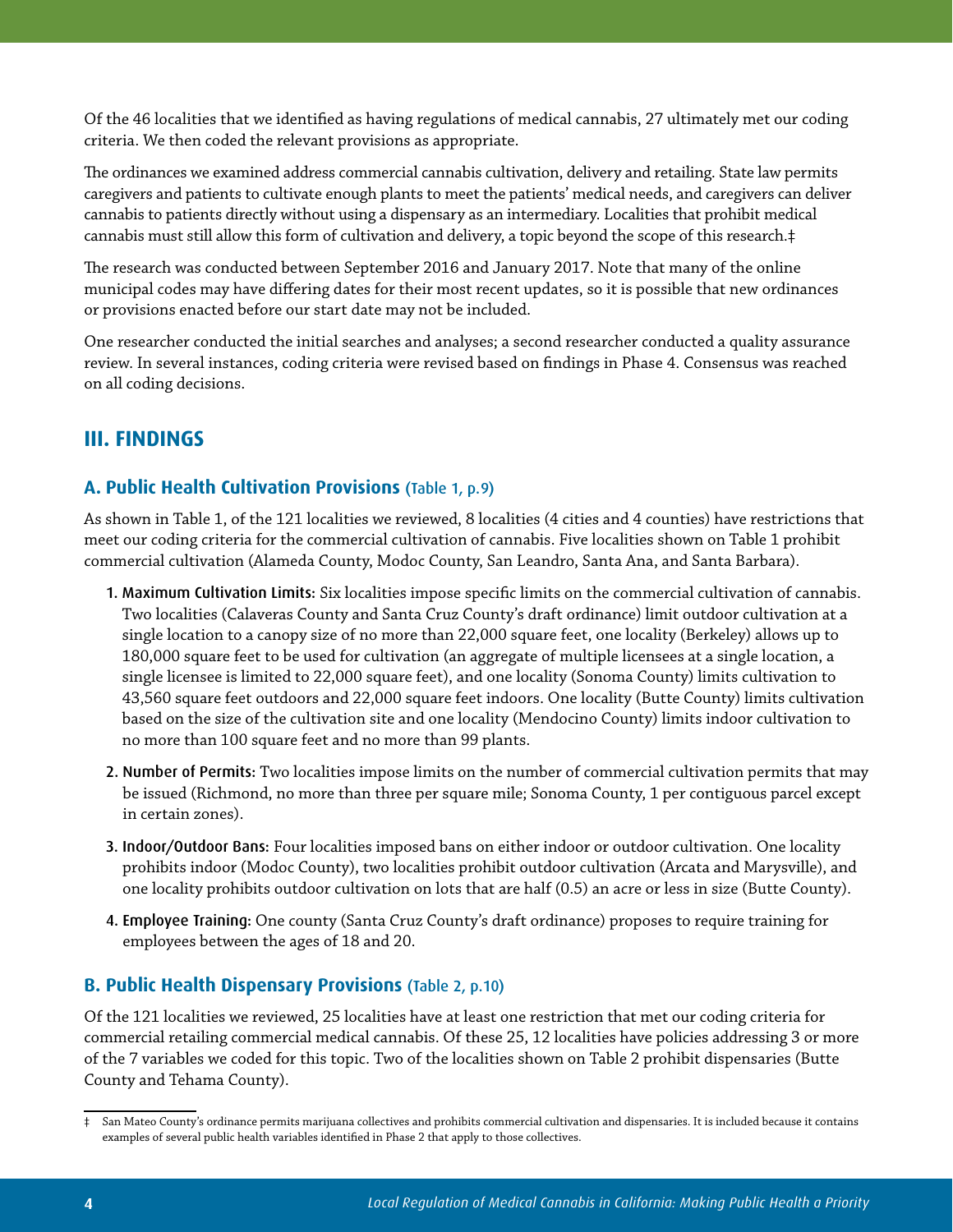Of the 46 localities that we identified as having regulations of medical cannabis, 27 ultimately met our coding criteria. We then coded the relevant provisions as appropriate.

The ordinances we examined address commercial cannabis cultivation, delivery and retailing. State law permits caregivers and patients to cultivate enough plants to meet the patients' medical needs, and caregivers can deliver cannabis to patients directly without using a dispensary as an intermediary. Localities that prohibit medical cannabis must still allow this form of cultivation and delivery, a topic beyond the scope of this research.‡

The research was conducted between September 2016 and January 2017. Note that many of the online municipal codes may have differing dates for their most recent updates, so it is possible that new ordinances or provisions enacted before our start date may not be included.

One researcher conducted the initial searches and analyses; a second researcher conducted a quality assurance review. In several instances, coding criteria were revised based on findings in Phase 4. Consensus was reached on all coding decisions.

## III. FINDINGS

### A. Public Health Cultivation Provisions (Table 1, p.9)

As shown in Table 1, of the 121 localities we reviewed, 8 localities (4 cities and 4 counties) have restrictions that meet our coding criteria for the commercial cultivation of cannabis. Five localities shown on Table 1 prohibit commercial cultivation (Alameda County, Modoc County, San Leandro, Santa Ana, and Santa Barbara).

1. **Maximum Cultivation Limits:** Six localities impose specific limits on the commercial cultivation of cannabis. Two localities (Calaveras County and Santa Cruz County's draft ordinance) limit outdoor cultivation at a single location to a canopy size of no more than 22,000 square feet, one locality (Berkeley) allows up to 180,000 square feet to be used for cultivation (an aggregate of multiple licensees at a single location, a single licensee is limited to 22,000 square feet), and one locality (Sonoma County) limits cultivation to 43,560 square feet outdoors and 22,000 square feet indoors. One locality (Butte County) limits cultivation based on the size of the cultivation site and one locality (Mendocino County) limits indoor cultivation to no more than 100 square feet and no more than 99 plants.
2. **Number of Permits:** Two localities impose limits on the number of commercial cultivation permits that may be issued (Richmond, no more than three per square mile; Sonoma County, 1 per contiguous parcel except in certain zones).
3. **Indoor/Outdoor Bans:** Four localities imposed bans on either indoor or outdoor cultivation. One locality prohibits indoor (Modoc County), two localities prohibit outdoor cultivation (Arcata and Marysville), and one locality prohibits outdoor cultivation on lots that are half (0.5) an acre or less in size (Butte County).
4. **Employee Training:** One county (Santa Cruz County's draft ordinance) proposes to require training for employees between the ages of 18 and 20.

### B. Public Health Dispensary Provisions (Table 2, p.10)

Of the 121 localities we reviewed, 25 localities have at least one restriction that met our coding criteria for commercial retailing commercial medical cannabis. Of these 25, 12 localities have policies addressing 3 or more of the 7 variables we coded for this topic. Two of the localities shown on Table 2 prohibit dispensaries (Butte County and Tehama County).

‡ San Mateo County's ordinance permits marijuana collectives and prohibits commercial cultivation and dispensaries. It is included because it contains examples of several public health variables identified in Phase 2 that apply to those collectives.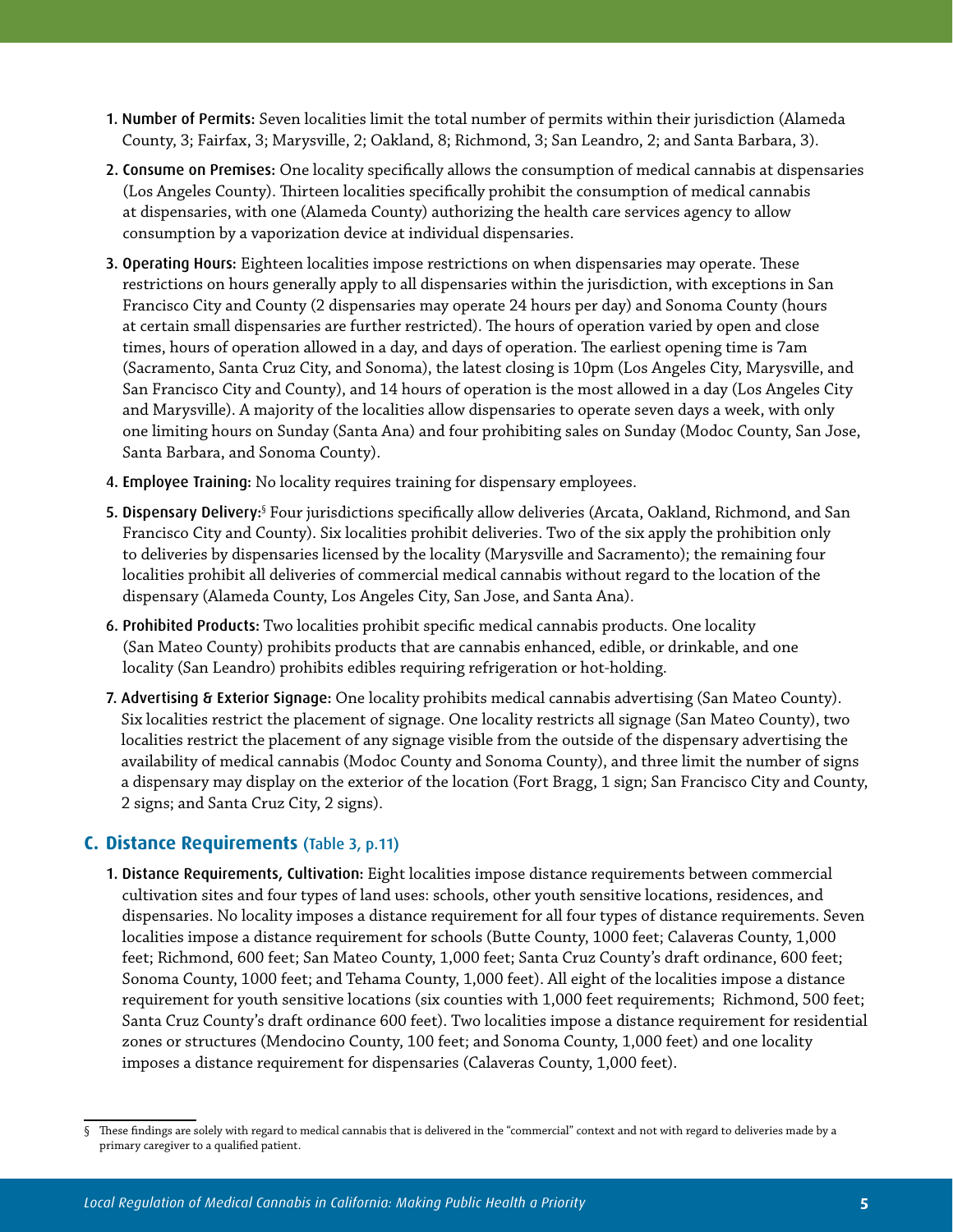1. **Number of Permits:** Seven localities limit the total number of permits within their jurisdiction (Alameda County, 3; Fairfax, 3; Marysville, 2; Oakland, 8; Richmond, 3; San Leandro, 2; and Santa Barbara, 3).

2. **Consume on Premises:** One locality specifically allows the consumption of medical cannabis at dispensaries (Los Angeles County). Thirteen localities specifically prohibit the consumption of medical cannabis at dispensaries, with one (Alameda County) authorizing the health care services agency to allow consumption by a vaporization device at individual dispensaries.

3. **Operating Hours:** Eighteen localities impose restrictions on when dispensaries may operate. These restrictions on hours generally apply to all dispensaries within the jurisdiction, with exceptions in San Francisco City and County (2 dispensaries may operate 24 hours per day) and Sonoma County (hours at certain small dispensaries are further restricted). The hours of operation varied by open and close times, hours of operation allowed in a day, and days of operation. The earliest opening time is 7am (Sacramento, Santa Cruz City, and Sonoma), the latest closing is 10pm (Los Angeles City, Marysville, and San Francisco City and County), and 14 hours of operation is the most allowed in a day (Los Angeles City and Marysville). A majority of the localities allow dispensaries to operate seven days a week, with only one limiting hours on Sunday (Santa Ana) and four prohibiting sales on Sunday (Modoc County, San Jose, Santa Barbara, and Sonoma County).

4. **Employee Training:** No locality requires training for dispensary employees.

5. **Dispensary Delivery:**[§] Four jurisdictions specifically allow deliveries (Arcata, Oakland, Richmond, and San Francisco City and County). Six localities prohibit deliveries. Two of the six apply the prohibition only to deliveries by dispensaries licensed by the locality (Marysville and Sacramento); the remaining four localities prohibit all deliveries of commercial medical cannabis without regard to the location of the dispensary (Alameda County, Los Angeles City, San Jose, and Santa Ana).

6. **Prohibited Products:** Two localities prohibit specific medical cannabis products. One locality (San Mateo County) prohibits products that are cannabis enhanced, edible, or drinkable, and one locality (San Leandro) prohibits edibles requiring refrigeration or hot-holding.

7. **Advertising & Exterior Signage:** One locality prohibits medical cannabis advertising (San Mateo County). Six localities restrict the placement of signage. One locality restricts all signage (San Mateo County), two localities restrict the placement of any signage visible from the outside of the dispensary advertising the availability of medical cannabis (Modoc County and Sonoma County), and three limit the number of signs a dispensary may display on the exterior of the location (Fort Bragg, 1 sign; San Francisco City and County, 2 signs; and Santa Cruz City, 2 signs).

## C. Distance Requirements (Table 3, p.11)

1. **Distance Requirements, Cultivation:** Eight localities impose distance requirements between commercial cultivation sites and four types of land uses: schools, other youth sensitive locations, residences, and dispensaries. No locality imposes a distance requirement for all four types of distance requirements. Seven localities impose a distance requirement for schools (Butte County, 1000 feet; Calaveras County, 1,000 feet; Richmond, 600 feet; San Mateo County, 1,000 feet; Santa Cruz County's draft ordinance, 600 feet; Sonoma County, 1000 feet; and Tehama County, 1,000 feet). All eight of the localities impose a distance requirement for youth sensitive locations (six counties with 1,000 feet requirements; Richmond, 500 feet; Santa Cruz County's draft ordinance 600 feet). Two localities impose a distance requirement for residential zones or structures (Mendocino County, 100 feet; and Sonoma County, 1,000 feet) and one locality imposes a distance requirement for dispensaries (Calaveras County, 1,000 feet).

---

§ These findings are solely with regard to medical cannabis that is delivered in the "commercial" context and not with regard to deliveries made by a primary caregiver to a qualified patient.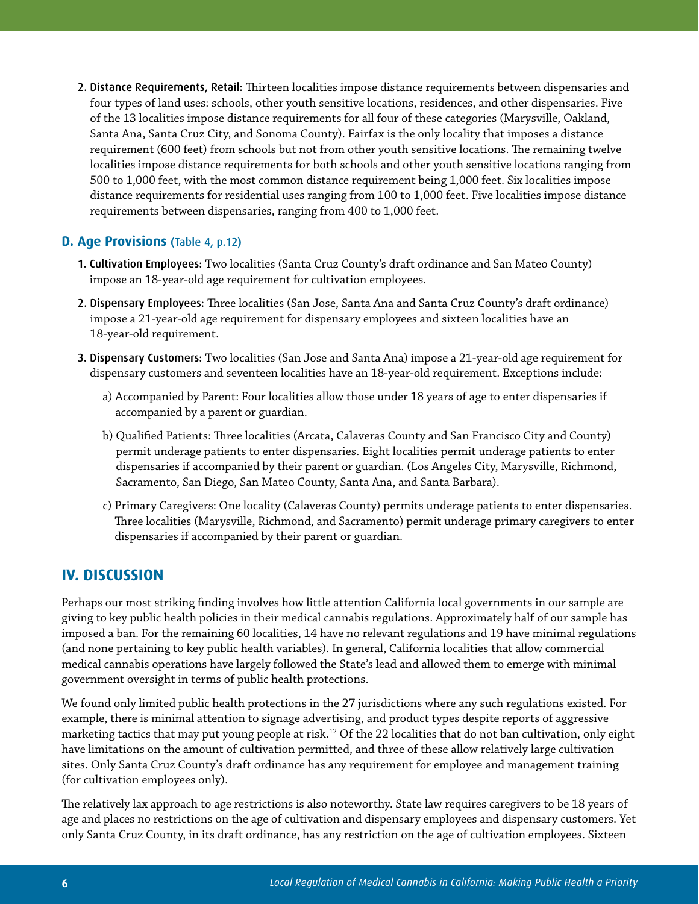2. **Distance Requirements, Retail:** Thirteen localities impose distance requirements between dispensaries and four types of land uses: schools, other youth sensitive locations, residences, and other dispensaries. Five of the 13 localities impose distance requirements for all four of these categories (Marysville, Oakland, Santa Ana, Santa Cruz City, and Sonoma County). Fairfax is the only locality that imposes a distance requirement (600 feet) from schools but not from other youth sensitive locations. The remaining twelve localities impose distance requirements for both schools and other youth sensitive locations ranging from 500 to 1,000 feet, with the most common distance requirement being 1,000 feet. Six localities impose distance requirements for residential uses ranging from 100 to 1,000 feet. Five localities impose distance requirements between dispensaries, ranging from 400 to 1,000 feet.

### D. Age Provisions (Table 4, p.12)

1. **Cultivation Employees:** Two localities (Santa Cruz County's draft ordinance and San Mateo County) impose an 18-year-old age requirement for cultivation employees.

2. **Dispensary Employees:** Three localities (San Jose, Santa Ana and Santa Cruz County's draft ordinance) impose a 21-year-old age requirement for dispensary employees and sixteen localities have an 18-year-old requirement.

3. **Dispensary Customers:** Two localities (San Jose and Santa Ana) impose a 21-year-old age requirement for dispensary customers and seventeen localities have an 18-year-old requirement. Exceptions include:

   a) Accompanied by Parent: Four localities allow those under 18 years of age to enter dispensaries if accompanied by a parent or guardian.

   b) Qualified Patients: Three localities (Arcata, Calaveras County and San Francisco City and County) permit underage patients to enter dispensaries. Eight localities permit underage patients to enter dispensaries if accompanied by their parent or guardian. (Los Angeles City, Marysville, Richmond, Sacramento, San Diego, San Mateo County, Santa Ana, and Santa Barbara).

   c) Primary Caregivers: One locality (Calaveras County) permits underage patients to enter dispensaries. Three localities (Marysville, Richmond, and Sacramento) permit underage primary caregivers to enter dispensaries if accompanied by their parent or guardian.

## IV. DISCUSSION

Perhaps our most striking finding involves how little attention California local governments in our sample are giving to key public health policies in their medical cannabis regulations. Approximately half of our sample has imposed a ban. For the remaining 60 localities, 14 have no relevant regulations and 19 have minimal regulations (and none pertaining to key public health variables). In general, California localities that allow commercial medical cannabis operations have largely followed the State's lead and allowed them to emerge with minimal government oversight in terms of public health protections.

We found only limited public health protections in the 27 jurisdictions where any such regulations existed. For example, there is minimal attention to signage advertising, and product types despite reports of aggressive marketing tactics that may put young people at risk.[12] Of the 22 localities that do not ban cultivation, only eight have limitations on the amount of cultivation permitted, and three of these allow relatively large cultivation sites. Only Santa Cruz County's draft ordinance has any requirement for employee and management training (for cultivation employees only).

The relatively lax approach to age restrictions is also noteworthy. State law requires caregivers to be 18 years of age and places no restrictions on the age of cultivation and dispensary employees and dispensary customers. Yet only Santa Cruz County, in its draft ordinance, has any restriction on the age of cultivation employees. Sixteen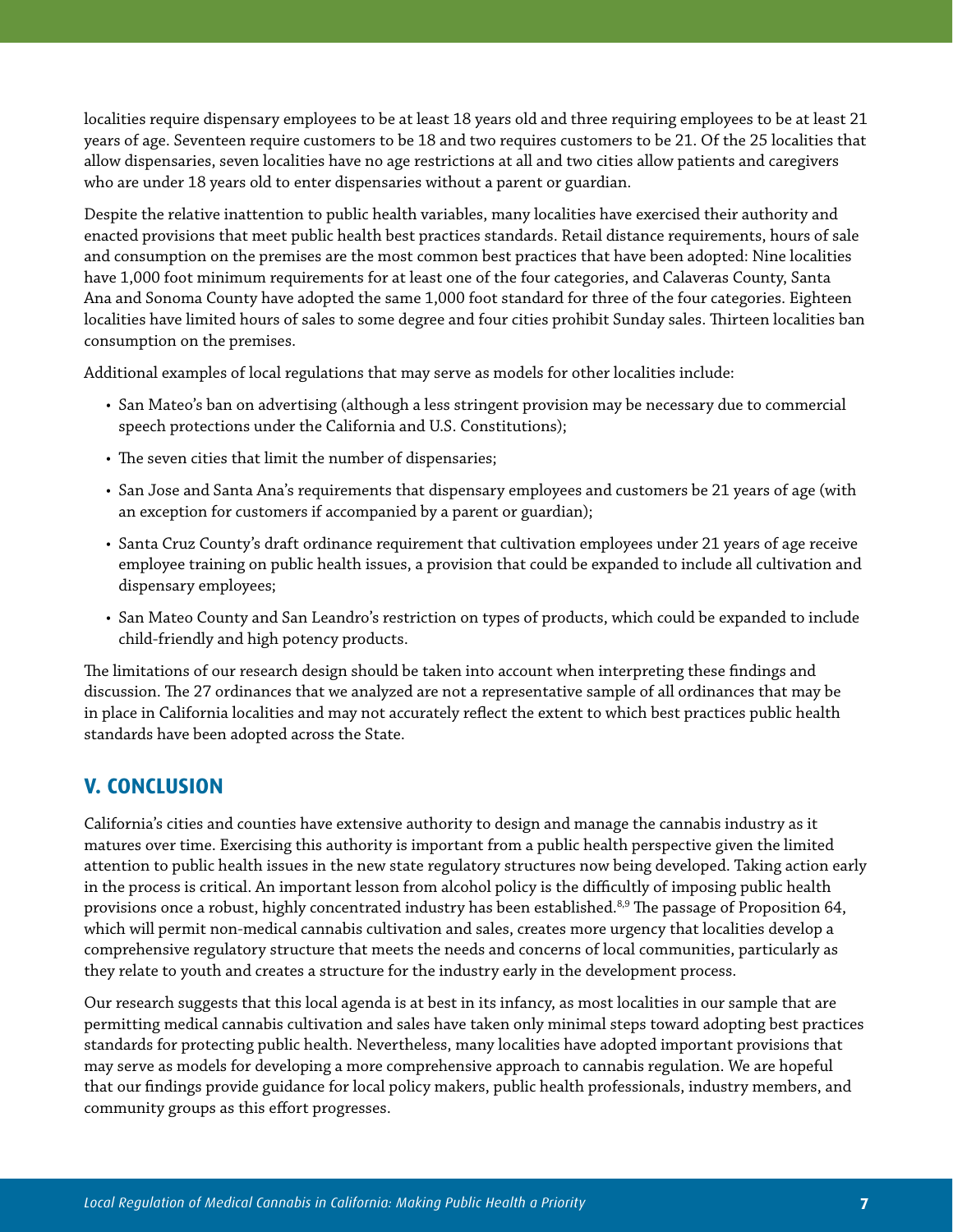localities require dispensary employees to be at least 18 years old and three requiring employees to be at least 21 years of age. Seventeen require customers to be 18 and two requires customers to be 21. Of the 25 localities that allow dispensaries, seven localities have no age restrictions at all and two cities allow patients and caregivers who are under 18 years old to enter dispensaries without a parent or guardian.

Despite the relative inattention to public health variables, many localities have exercised their authority and enacted provisions that meet public health best practices standards. Retail distance requirements, hours of sale and consumption on the premises are the most common best practices that have been adopted: Nine localities have 1,000 foot minimum requirements for at least one of the four categories, and Calaveras County, Santa Ana and Sonoma County have adopted the same 1,000 foot standard for three of the four categories. Eighteen localities have limited hours of sales to some degree and four cities prohibit Sunday sales. Thirteen localities ban consumption on the premises.

Additional examples of local regulations that may serve as models for other localities include:

- San Mateo's ban on advertising (although a less stringent provision may be necessary due to commercial speech protections under the California and U.S. Constitutions);
- The seven cities that limit the number of dispensaries;
- San Jose and Santa Ana's requirements that dispensary employees and customers be 21 years of age (with an exception for customers if accompanied by a parent or guardian);
- Santa Cruz County's draft ordinance requirement that cultivation employees under 21 years of age receive employee training on public health issues, a provision that could be expanded to include all cultivation and dispensary employees;
- San Mateo County and San Leandro's restriction on types of products, which could be expanded to include child-friendly and high potency products.

The limitations of our research design should be taken into account when interpreting these findings and discussion. The 27 ordinances that we analyzed are not a representative sample of all ordinances that may be in place in California localities and may not accurately reflect the extent to which best practices public health standards have been adopted across the State.

## V. CONCLUSION

California's cities and counties have extensive authority to design and manage the cannabis industry as it matures over time. Exercising this authority is important from a public health perspective given the limited attention to public health issues in the new state regulatory structures now being developed. Taking action early in the process is critical. An important lesson from alcohol policy is the difficultly of imposing public health provisions once a robust, highly concentrated industry has been established.[8,9] The passage of Proposition 64, which will permit non-medical cannabis cultivation and sales, creates more urgency that localities develop a comprehensive regulatory structure that meets the needs and concerns of local communities, particularly as they relate to youth and creates a structure for the industry early in the development process.

Our research suggests that this local agenda is at best in its infancy, as most localities in our sample that are permitting medical cannabis cultivation and sales have taken only minimal steps toward adopting best practices standards for protecting public health. Nevertheless, many localities have adopted important provisions that may serve as models for developing a more comprehensive approach to cannabis regulation. We are hopeful that our findings provide guidance for local policy makers, public health professionals, industry members, and community groups as this effort progresses.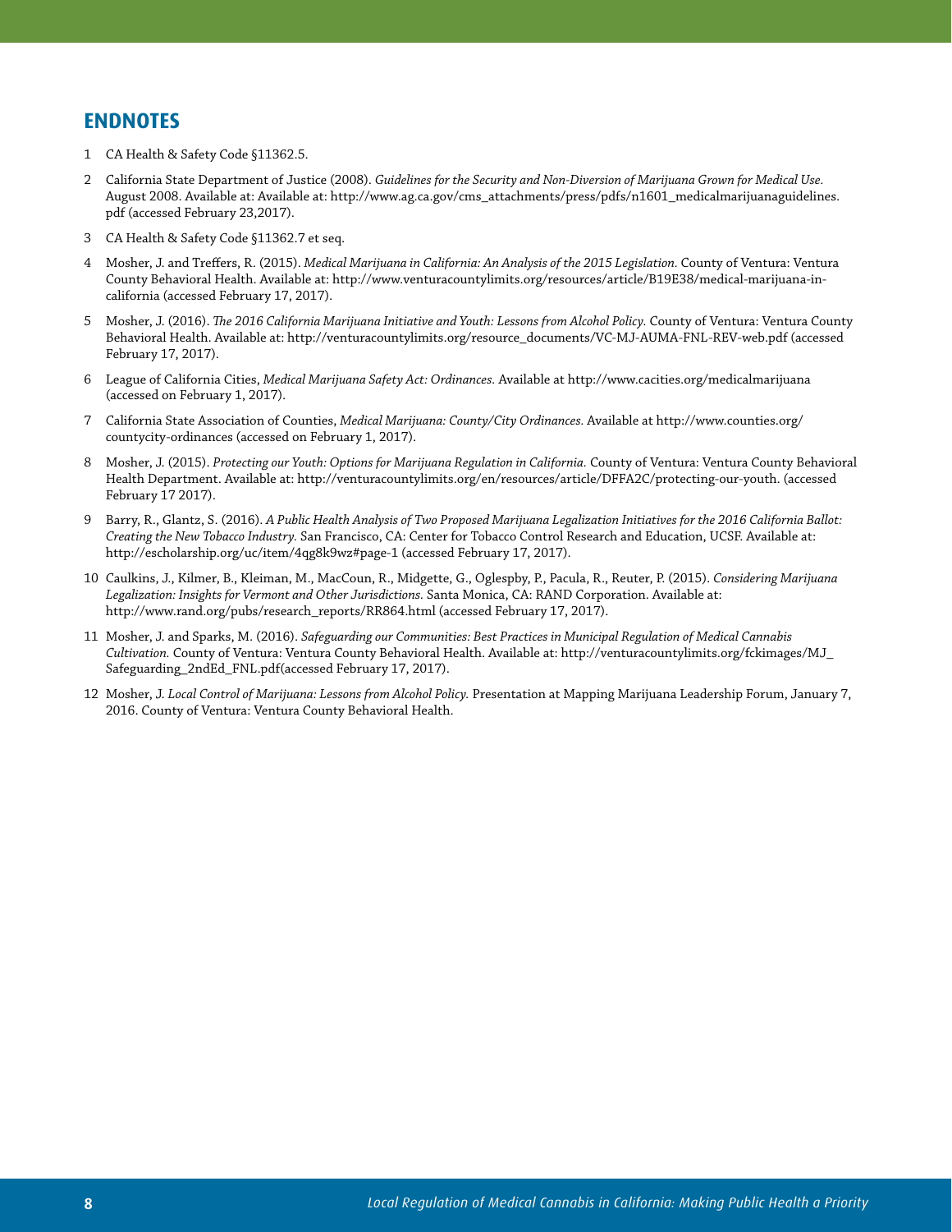## ENDNOTES

1. CA Health & Safety Code §11362.5.
2. California State Department of Justice (2008). *Guidelines for the Security and Non-Diversion of Marijuana Grown for Medical Use.* August 2008. Available at: Available at: http://www.ag.ca.gov/cms_attachments/press/pdfs/n1601_medicalmarijuanaguidelines.pdf (accessed February 23,2017).
3. CA Health & Safety Code §11362.7 et seq.
4. Mosher, J. and Treffers, R. (2015). *Medical Marijuana in California: An Analysis of the 2015 Legislation.* County of Ventura: Ventura County Behavioral Health. Available at: http://www.venturacountylimits.org/resources/article/B19E38/medical-marijuana-in-california (accessed February 17, 2017).
5. Mosher, J. (2016). *The 2016 California Marijuana Initiative and Youth: Lessons from Alcohol Policy.* County of Ventura: Ventura County Behavioral Health. Available at: http://venturacountylimits.org/resource_documents/VC-MJ-AUMA-FNL-REV-web.pdf (accessed February 17, 2017).
6. League of California Cities, *Medical Marijuana Safety Act: Ordinances.* Available at http://www.cacities.org/medicalmarijuana (accessed on February 1, 2017).
7. California State Association of Counties, *Medical Marijuana: County/City Ordinances.* Available at http://www.counties.org/countycity-ordinances (accessed on February 1, 2017).
8. Mosher, J. (2015). *Protecting our Youth: Options for Marijuana Regulation in California.* County of Ventura: Ventura County Behavioral Health Department. Available at: http://venturacountylimits.org/en/resources/article/DFFA2C/protecting-our-youth. (accessed February 17 2017).
9. Barry, R., Glantz, S. (2016). *A Public Health Analysis of Two Proposed Marijuana Legalization Initiatives for the 2016 California Ballot: Creating the New Tobacco Industry.* San Francisco, CA: Center for Tobacco Control Research and Education, UCSF. Available at: http://escholarship.org/uc/item/4qg8k9wz#page-1 (accessed February 17, 2017).
10. Caulkins, J., Kilmer, B., Kleiman, M., MacCoun, R., Midgette, G., Oglespby, P., Pacula, R., Reuter, P. (2015). *Considering Marijuana Legalization: Insights for Vermont and Other Jurisdictions.* Santa Monica, CA: RAND Corporation. Available at: http://www.rand.org/pubs/research_reports/RR864.html (accessed February 17, 2017).
11. Mosher, J. and Sparks, M. (2016). *Safeguarding our Communities: Best Practices in Municipal Regulation of Medical Cannabis Cultivation.* County of Ventura: Ventura County Behavioral Health. Available at: http://venturacountylimits.org/fckimages/MJ_Safeguarding_2ndEd_FNL.pdf(accessed February 17, 2017).
12. Mosher, J. *Local Control of Marijuana: Lessons from Alcohol Policy.* Presentation at Mapping Marijuana Leadership Forum, January 7, 2016. County of Ventura: Ventura County Behavioral Health.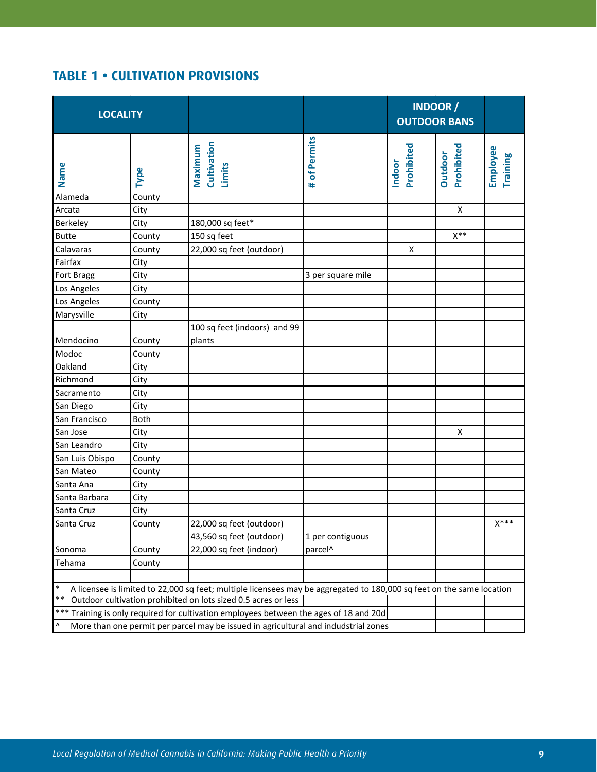## TABLE 1 • CULTIVATION PROVISIONS

| LOCALITY | | | | INDOOR / OUTDOOR BANS | | |
|---|---|---|---|---|---|---|
| Name | Type | Maximum Cultivation Limits | # of Permits | Indoor Prohibited | Outdoor Prohibited | Employee Training |
| Alameda | County | | | | | |
| Arcata | City | | | | X | |
| Berkeley | City | 180,000 sq feet* | | | | |
| Butte | County | 150 sq feet | | | X** | |
| Calavaras | County | 22,000 sq feet (outdoor) | | X | | |
| Fairfax | City | | | | | |
| Fort Bragg | City | | 3 per square mile | | | |
| Los Angeles | City | | | | | |
| Los Angeles | County | | | | | |
| Marysville | City | | | | | |
| Mendocino | County | 100 sq feet (indoors) and 99 plants | | | | |
| Modoc | County | | | | | |
| Oakland | City | | | | | |
| Richmond | City | | | | | |
| Sacramento | City | | | | | |
| San Diego | City | | | | | |
| San Francisco | Both | | | | | |
| San Jose | City | | | | X | |
| San Leandro | City | | | | | |
| San Luis Obispo | County | | | | | |
| San Mateo | County | | | | | |
| Santa Ana | City | | | | | |
| Santa Barbara | City | | | | | |
| Santa Cruz | City | | | | | |
| Santa Cruz | County | 22,000 sq feet (outdoor) | | | | X*** |
| Sonoma | County | 43,560 sq feet (outdoor) 22,000 sq feet (indoor) | 1 per contiguous parcel^ | | | |
| Tehama | County | | | | | |

\* A licensee is limited to 22,000 sq feet; multiple licensees may be aggregated to 180,000 sq feet on the same location

\*\* Outdoor cultivation prohibited on lots sized 0.5 acres or less

\*\*\* Training is only required for cultivation employees between the ages of 18 and 20d

^ More than one permit per parcel may be issued in agricultural and indudstrial zones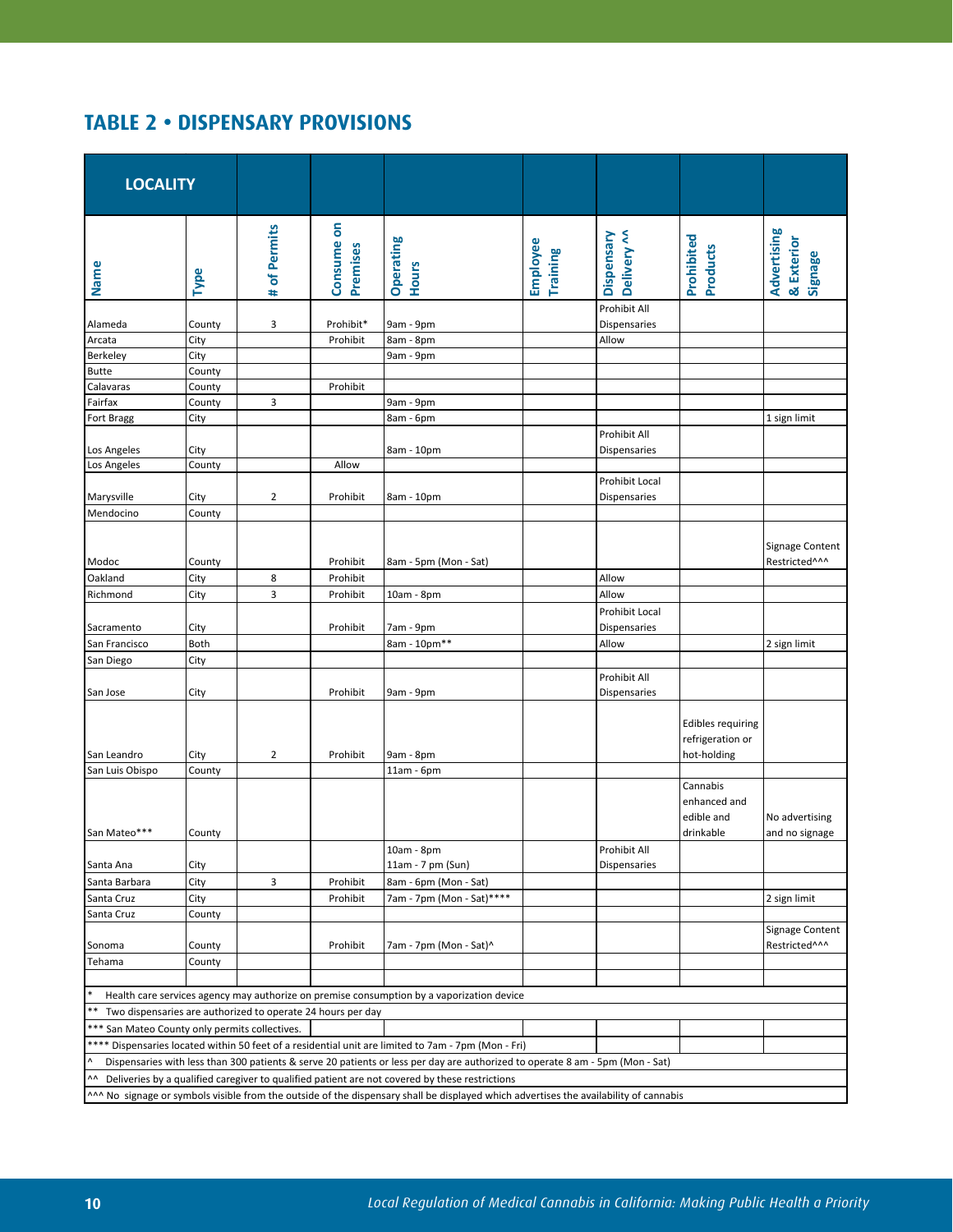## TABLE 2 • DISPENSARY PROVISIONS

| LOCALITY | | | | | | | | |
|---|---|---|---|---|---|---|---|---|
| Name | Type | # of Permits | Consume on Premises | Operating Hours | Employee Training | Dispensary Delivery ^^ | Prohibited Products | Advertising & Exterior Signage |
| Alameda | County | 3 | Prohibit* | 9am - 9pm | | Prohibit All Dispensaries | | |
| Arcata | City | | Prohibit | 8am - 8pm | | Allow | | |
| Berkeley | City | | | 9am - 9pm | | | | |
| Butte | County | | | | | | | |
| Calavaras | County | | Prohibit | | | | | |
| Fairfax | County | 3 | | 9am - 9pm | | | | |
| Fort Bragg | City | | | 8am - 6pm | | | | 1 sign limit |
| Los Angeles | City | | | 8am - 10pm | | Prohibit All Dispensaries | | |
| Los Angeles | County | | Allow | | | | | |
| Marysville | City | 2 | Prohibit | 8am - 10pm | | Prohibit Local Dispensaries | | |
| Mendocino | County | | | | | | | |
| Modoc | County | | Prohibit | 8am - 5pm (Mon - Sat) | | | | Signage Content Restricted^^^ |
| Oakland | City | 8 | Prohibit | | | Allow | | |
| Richmond | City | 3 | Prohibit | 10am - 8pm | | Allow | | |
| Sacramento | City | | Prohibit | 7am - 9pm | | Prohibit Local Dispensaries | | |
| San Francisco | Both | | | 8am - 10pm** | | Allow | | 2 sign limit |
| San Diego | City | | | | | | | |
| San Jose | City | | Prohibit | 9am - 9pm | | Prohibit All Dispensaries | | |
| San Leandro | City | 2 | Prohibit | 9am - 8pm | | | Edibles requiring refrigeration or hot-holding | |
| San Luis Obispo | County | | | 11am - 6pm | | | | |
| San Mateo*** | County | | | | | | Cannabis enhanced and edible and drinkable | No advertising and no signage |
| Santa Ana | City | | | 10am - 8pm<br>11am - 7 pm (Sun) | | Prohibit All Dispensaries | | |
| Santa Barbara | City | 3 | Prohibit | 8am - 6pm (Mon - Sat) | | | | |
| Santa Cruz | City | | Prohibit | 7am - 7pm (Mon - Sat)**** | | | | 2 sign limit |
| Santa Cruz | County | | | | | | | |
| Sonoma | County | | Prohibit | 7am - 7pm (Mon - Sat)^ | | | | Signage Content Restricted^^^ |
| Tehama | County | | | | | | | |

\* Health care services agency may authorize on premise consumption by a vaporization device

** Two dispensaries are authorized to operate 24 hours per day

*** San Mateo County only permits collectives.

**** Dispensaries located within 50 feet of a residential unit are limited to 7am - 7pm (Mon - Fri)

^ Dispensaries with less than 300 patients & serve 20 patients or less per day are authorized to operate 8 am - 5pm (Mon - Sat)

^^ Deliveries by a qualified caregiver to qualified patient are not covered by these restrictions

^^^ No signage or symbols visible from the outside of the dispensary shall be displayed which advertises the availability of cannabis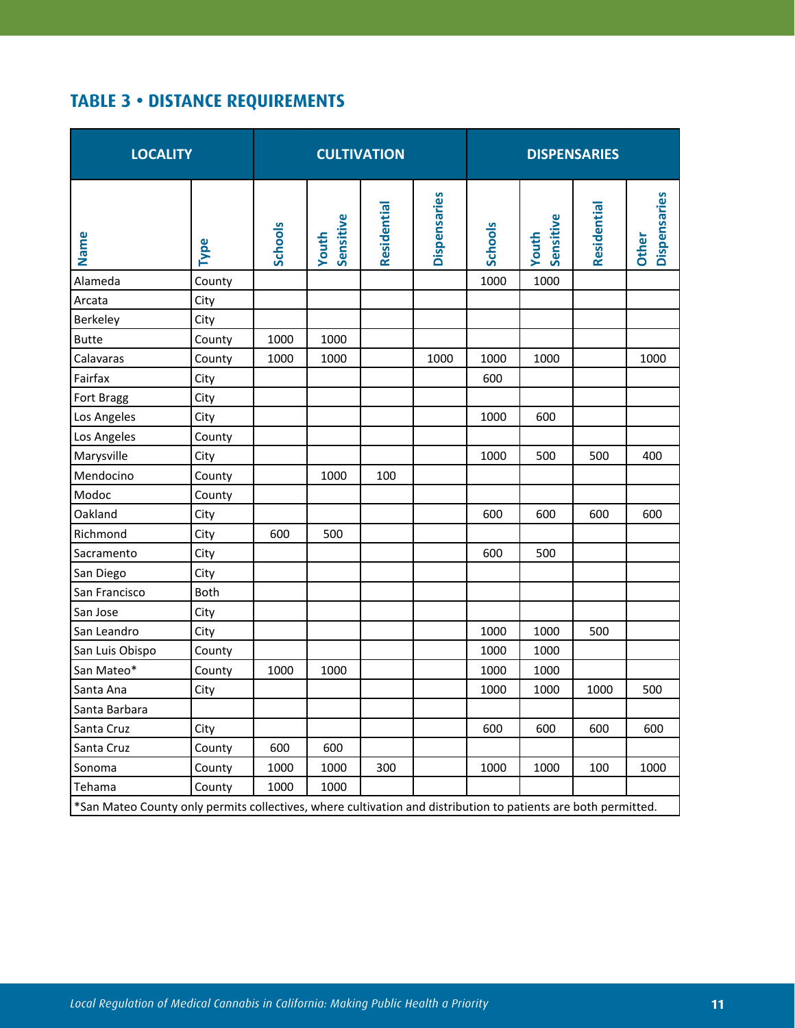## TABLE 3 • DISTANCE REQUIREMENTS

| LOCALITY | | CULTIVATION | | | | DISPENSARIES | | | |
|---|---|---|---|---|---|---|---|---|---|
| Name | Type | Schools | Youth Sensitive | Residential | Dispensaries | Schools | Youth Sensitive | Residential | Other Dispensaries |
| Alameda | County | | | | | 1000 | 1000 | | |
| Arcata | City | | | | | | | | |
| Berkeley | City | | | | | | | | |
| Butte | County | 1000 | 1000 | | | | | | |
| Calavaras | County | 1000 | 1000 | | 1000 | 1000 | 1000 | | 1000 |
| Fairfax | City | | | | | 600 | | | |
| Fort Bragg | City | | | | | | | | |
| Los Angeles | City | | | | | 1000 | 600 | | |
| Los Angeles | County | | | | | | | | |
| Marysville | City | | | | | 1000 | 500 | 500 | 400 |
| Mendocino | County | | 1000 | 100 | | | | | |
| Modoc | County | | | | | | | | |
| Oakland | City | | | | | 600 | 600 | 600 | 600 |
| Richmond | City | 600 | 500 | | | | | | |
| Sacramento | City | | | | | 600 | 500 | | |
| San Diego | City | | | | | | | | |
| San Francisco | Both | | | | | | | | |
| San Jose | City | | | | | | | | |
| San Leandro | City | | | | | 1000 | 1000 | 500 | |
| San Luis Obispo | County | | | | | 1000 | 1000 | | |
| San Mateo* | County | 1000 | 1000 | | | 1000 | 1000 | | |
| Santa Ana | City | | | | | 1000 | 1000 | 1000 | 500 |
| Santa Barbara | | | | | | | | | |
| Santa Cruz | City | | | | | 600 | 600 | 600 | 600 |
| Santa Cruz | County | 600 | 600 | | | | | | |
| Sonoma | County | 1000 | 1000 | 300 | | 1000 | 1000 | 100 | 1000 |
| Tehama | County | 1000 | 1000 | | | | | | |

*San Mateo County only permits collectives, where cultivation and distribution to patients are both permitted.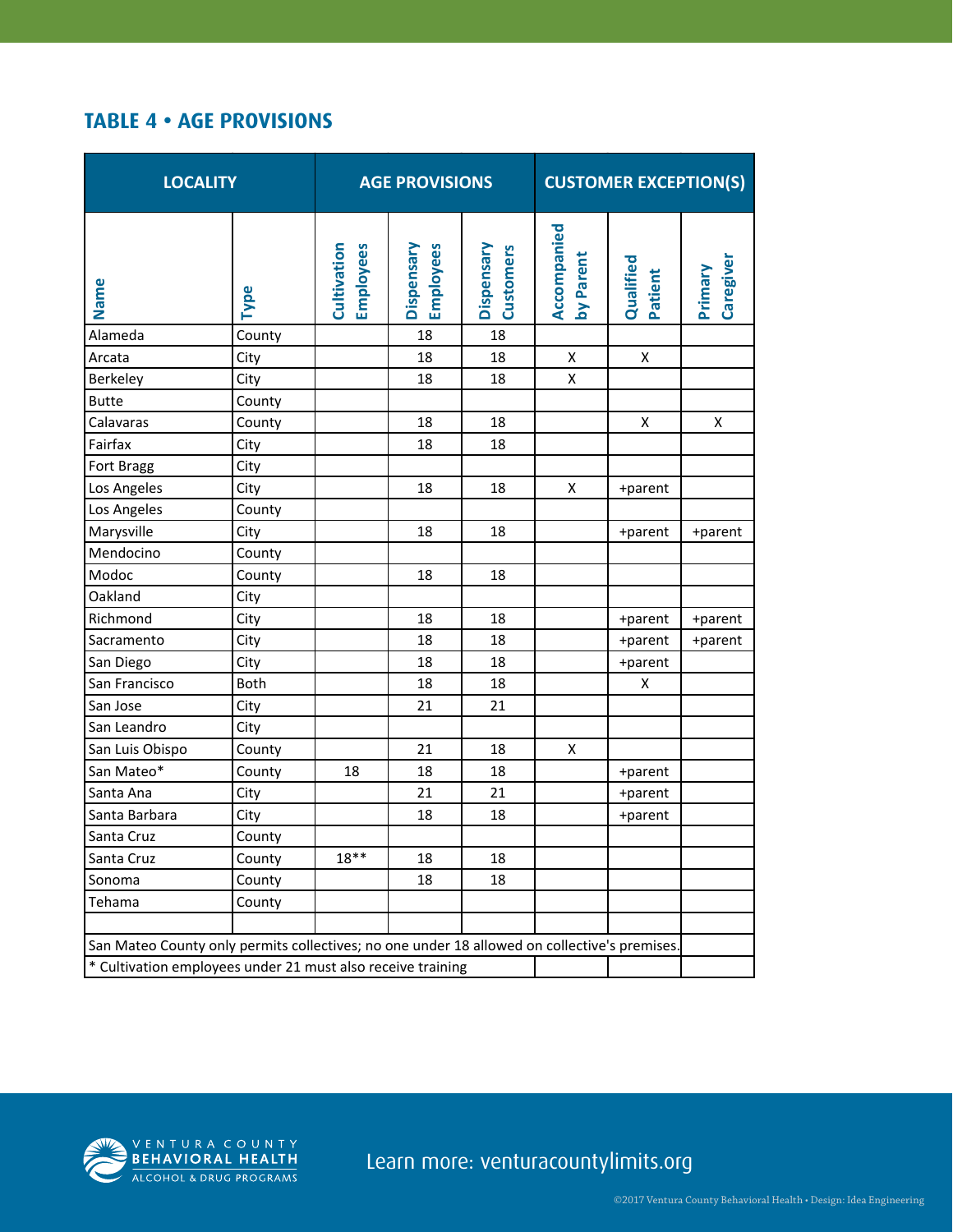## TABLE 4 • AGE PROVISIONS

| LOCALITY | | AGE PROVISIONS | | | CUSTOMER EXCEPTION(S) | | |
|---|---|---|---|---|---|---|---|
| Name | Type | Cultivation Employees | Dispensary Employees | Dispensary Customers | Accompanied by Parent | Qualified Patient | Primary Caregiver |
| Alameda | County | | 18 | 18 | | | |
| Arcata | City | | 18 | 18 | X | X | |
| Berkeley | City | | 18 | 18 | X | | |
| Butte | County | | | | | | |
| Calavaras | County | | 18 | 18 | | X | X |
| Fairfax | City | | 18 | 18 | | | |
| Fort Bragg | City | | | | | | |
| Los Angeles | City | | 18 | 18 | X | +parent | |
| Los Angeles | County | | | | | | |
| Marysville | City | | 18 | 18 | | +parent | +parent |
| Mendocino | County | | | | | | |
| Modoc | County | | 18 | 18 | | | |
| Oakland | City | | | | | | |
| Richmond | City | | 18 | 18 | | +parent | +parent |
| Sacramento | City | | 18 | 18 | | +parent | +parent |
| San Diego | City | | 18 | 18 | | +parent | |
| San Francisco | Both | | 18 | 18 | | X | |
| San Jose | City | | 21 | 21 | | | |
| San Leandro | City | | | | | | |
| San Luis Obispo | County | | 21 | 18 | X | | |
| San Mateo* | County | 18 | 18 | 18 | | +parent | |
| Santa Ana | City | | 21 | 21 | | +parent | |
| Santa Barbara | City | | 18 | 18 | | +parent | |
| Santa Cruz | County | | | | | | |
| Santa Cruz | County | 18** | 18 | 18 | | | |
| Sonoma | County | | 18 | 18 | | | |
| Tehama | County | | | | | | |

San Mateo County only permits collectives; no one under 18 allowed on collective's premises.

* Cultivation employees under 21 must also receive training

VENTURA COUNTY BEHAVIORAL HEALTH ALCOHOL & DRUG PROGRAMS

Learn more: venturacountylimits.org

©2017 Ventura County Behavioral Health • Design: Idea Engineering